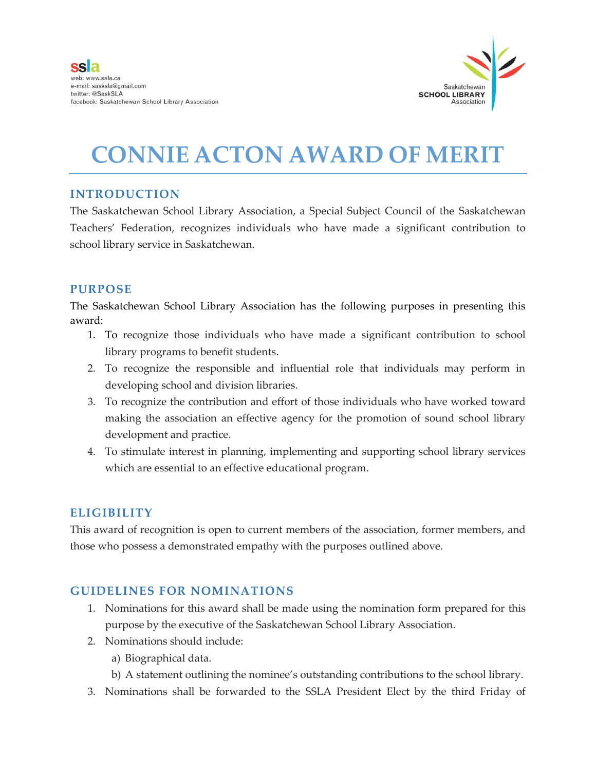ssla
web: www.ssla.ca
e-mail: sasksla@gmail.com
twitter: @SaskSLA
facebook: Saskatchewan School Library Association

Saskatchewan SCHOOL LIBRARY Association

# CONNIE ACTON AWARD OF MERIT

## INTRODUCTION

The Saskatchewan School Library Association, a Special Subject Council of the Saskatchewan Teachers' Federation, recognizes individuals who have made a significant contribution to school library service in Saskatchewan.

## PURPOSE

The Saskatchewan School Library Association has the following purposes in presenting this award:

1. To recognize those individuals who have made a significant contribution to school library programs to benefit students.
2. To recognize the responsible and influential role that individuals may perform in developing school and division libraries.
3. To recognize the contribution and effort of those individuals who have worked toward making the association an effective agency for the promotion of sound school library development and practice.
4. To stimulate interest in planning, implementing and supporting school library services which are essential to an effective educational program.

## ELIGIBILITY

This award of recognition is open to current members of the association, former members, and those who possess a demonstrated empathy with the purposes outlined above.

## GUIDELINES FOR NOMINATIONS

1. Nominations for this award shall be made using the nomination form prepared for this purpose by the executive of the Saskatchewan School Library Association.
2. Nominations should include:
   a) Biographical data.
   b) A statement outlining the nominee's outstanding contributions to the school library.
3. Nominations shall be forwarded to the SSLA President Elect by the third Friday of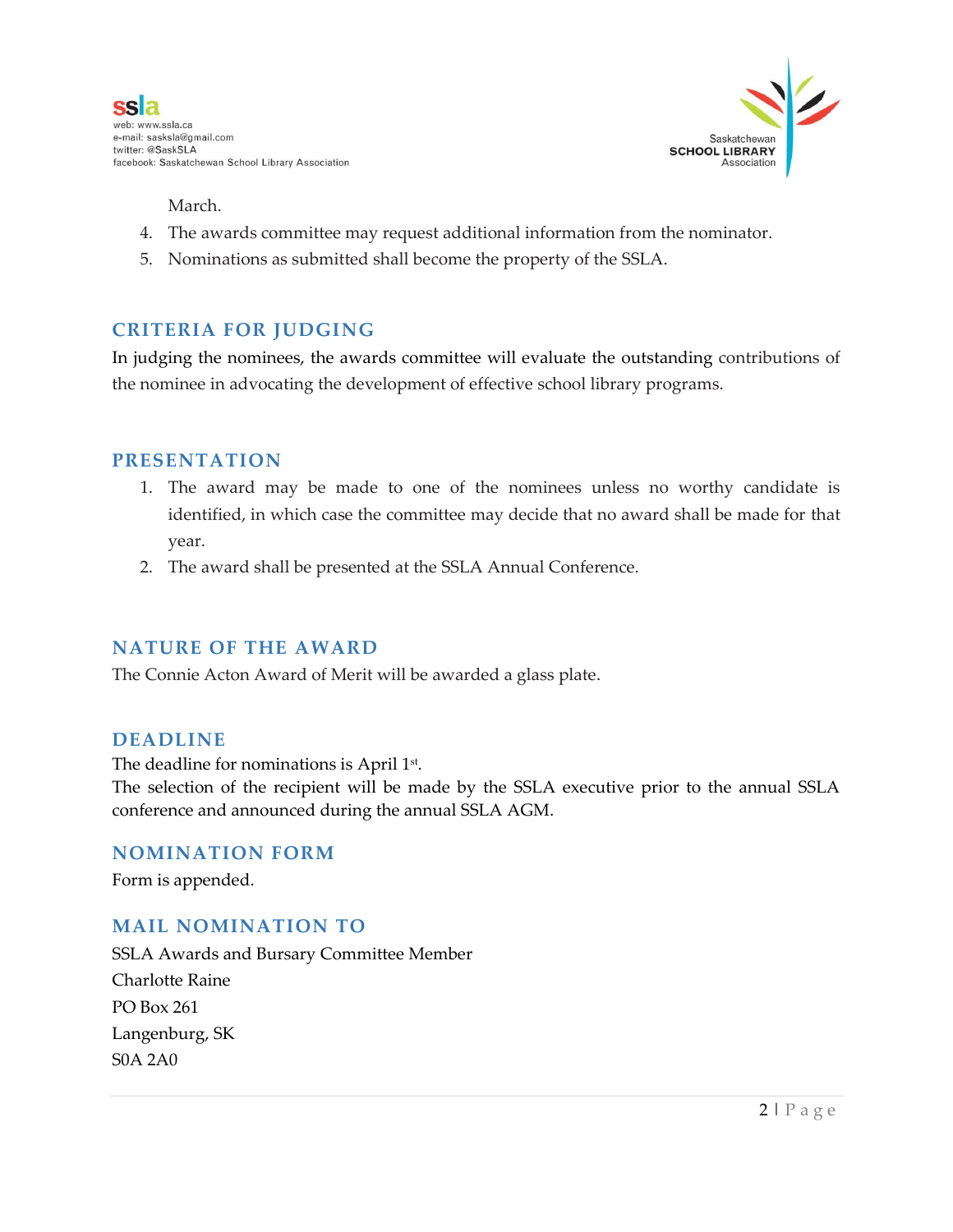March.

4. The awards committee may request additional information from the nominator.
5. Nominations as submitted shall become the property of the SSLA.

## CRITERIA FOR JUDGING

In judging the nominees, the awards committee will evaluate the outstanding contributions of the nominee in advocating the development of effective school library programs.

## PRESENTATION

1. The award may be made to one of the nominees unless no worthy candidate is identified, in which case the committee may decide that no award shall be made for that year.
2. The award shall be presented at the SSLA Annual Conference.

## NATURE OF THE AWARD

The Connie Acton Award of Merit will be awarded a glass plate.

## DEADLINE

The deadline for nominations is April 1st.
The selection of the recipient will be made by the SSLA executive prior to the annual SSLA conference and announced during the annual SSLA AGM.

## NOMINATION FORM

Form is appended.

## MAIL NOMINATION TO

SSLA Awards and Bursary Committee Member
Charlotte Raine
PO Box 261
Langenburg, SK
S0A 2A0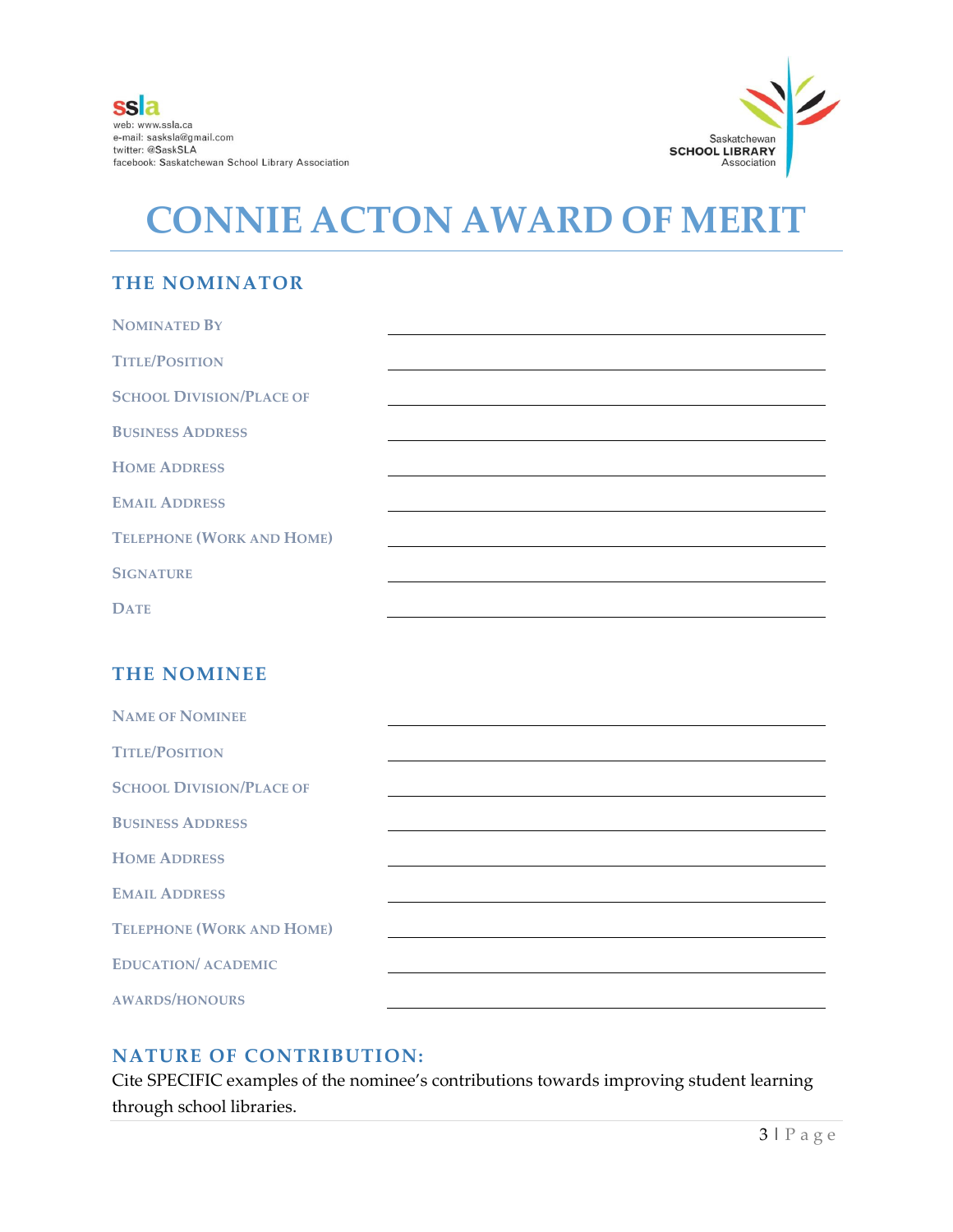ssla
web: www.ssla.ca
e-mail: sasksla@gmail.com
twitter: @SaskSLA
facebook: Saskatchewan School Library Association

Saskatchewan SCHOOL LIBRARY Association

# CONNIE ACTON AWARD OF MERIT

## THE NOMINATOR

NOMINATED BY ______________________________

TITLE/POSITION ______________________________

SCHOOL DIVISION/PLACE OF ______________________________

BUSINESS ADDRESS ______________________________

HOME ADDRESS ______________________________

EMAIL ADDRESS ______________________________

TELEPHONE (WORK AND HOME) ______________________________

SIGNATURE ______________________________

DATE ______________________________

## THE NOMINEE

NAME OF NOMINEE ______________________________

TITLE/POSITION ______________________________

SCHOOL DIVISION/PLACE OF ______________________________

BUSINESS ADDRESS ______________________________

HOME ADDRESS ______________________________

EMAIL ADDRESS ______________________________

TELEPHONE (WORK AND HOME) ______________________________

EDUCATION/ ACADEMIC ______________________________

AWARDS/HONOURS ______________________________

## NATURE OF CONTRIBUTION:

Cite SPECIFIC examples of the nominee's contributions towards improving student learning through school libraries.